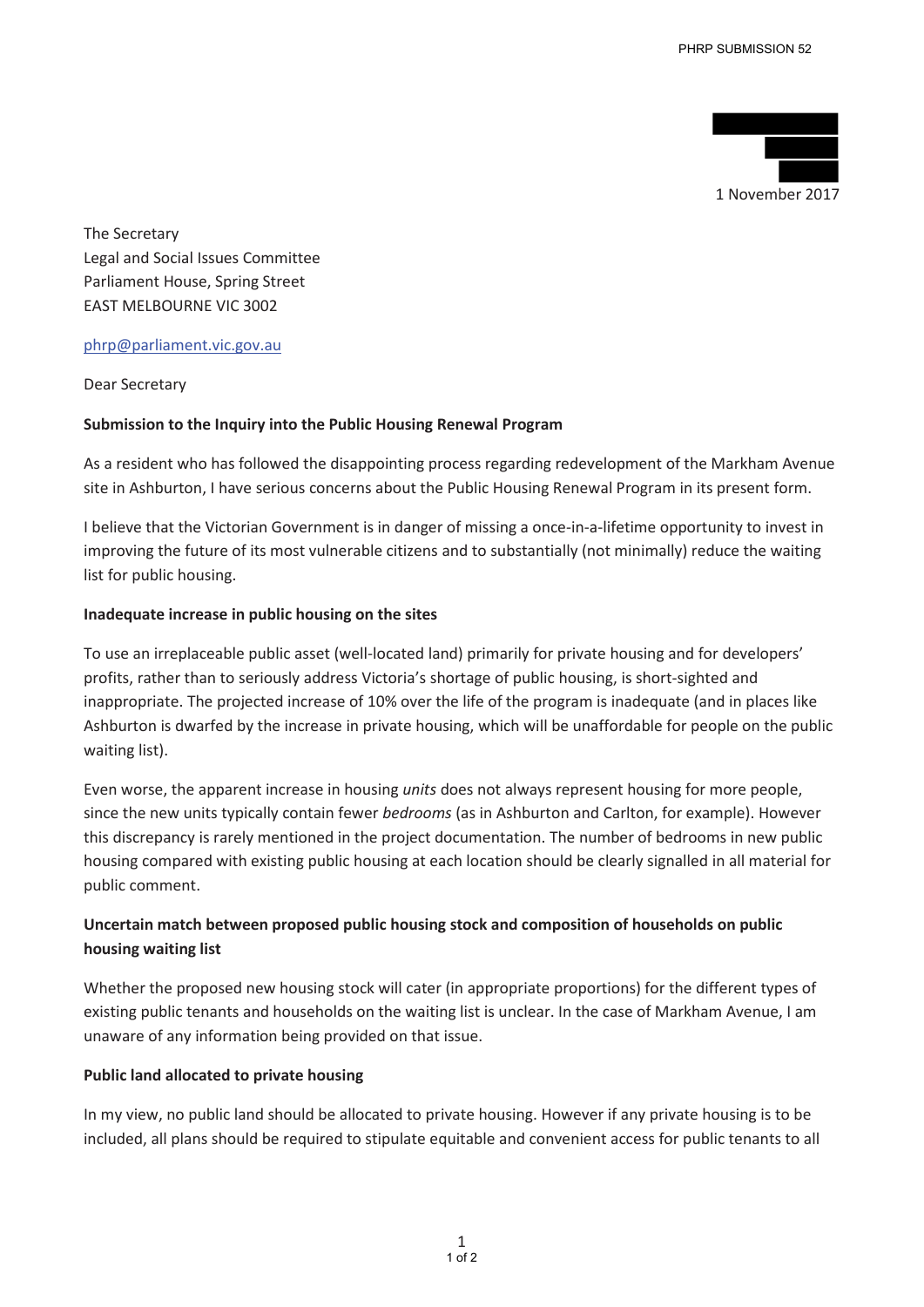1 November 2017

The Secretary
Legal and Social Issues Committee
Parliament House, Spring Street
EAST MELBOURNE VIC 3002

phrp@parliament.vic.gov.au

Dear Secretary

**Submission to the Inquiry into the Public Housing Renewal Program**

As a resident who has followed the disappointing process regarding redevelopment of the Markham Avenue site in Ashburton, I have serious concerns about the Public Housing Renewal Program in its present form.

I believe that the Victorian Government is in danger of missing a once-in-a-lifetime opportunity to invest in improving the future of its most vulnerable citizens and to substantially (not minimally) reduce the waiting list for public housing.

**Inadequate increase in public housing on the sites**

To use an irreplaceable public asset (well-located land) primarily for private housing and for developers' profits, rather than to seriously address Victoria's shortage of public housing, is short-sighted and inappropriate. The projected increase of 10% over the life of the program is inadequate (and in places like Ashburton is dwarfed by the increase in private housing, which will be unaffordable for people on the public waiting list).

Even worse, the apparent increase in housing *units* does not always represent housing for more people, since the new units typically contain fewer *bedrooms* (as in Ashburton and Carlton, for example). However this discrepancy is rarely mentioned in the project documentation. The number of bedrooms in new public housing compared with existing public housing at each location should be clearly signalled in all material for public comment.

**Uncertain match between proposed public housing stock and composition of households on public housing waiting list**

Whether the proposed new housing stock will cater (in appropriate proportions) for the different types of existing public tenants and households on the waiting list is unclear. In the case of Markham Avenue, I am unaware of any information being provided on that issue.

**Public land allocated to private housing**

In my view, no public land should be allocated to private housing. However if any private housing is to be included, all plans should be required to stipulate equitable and convenient access for public tenants to all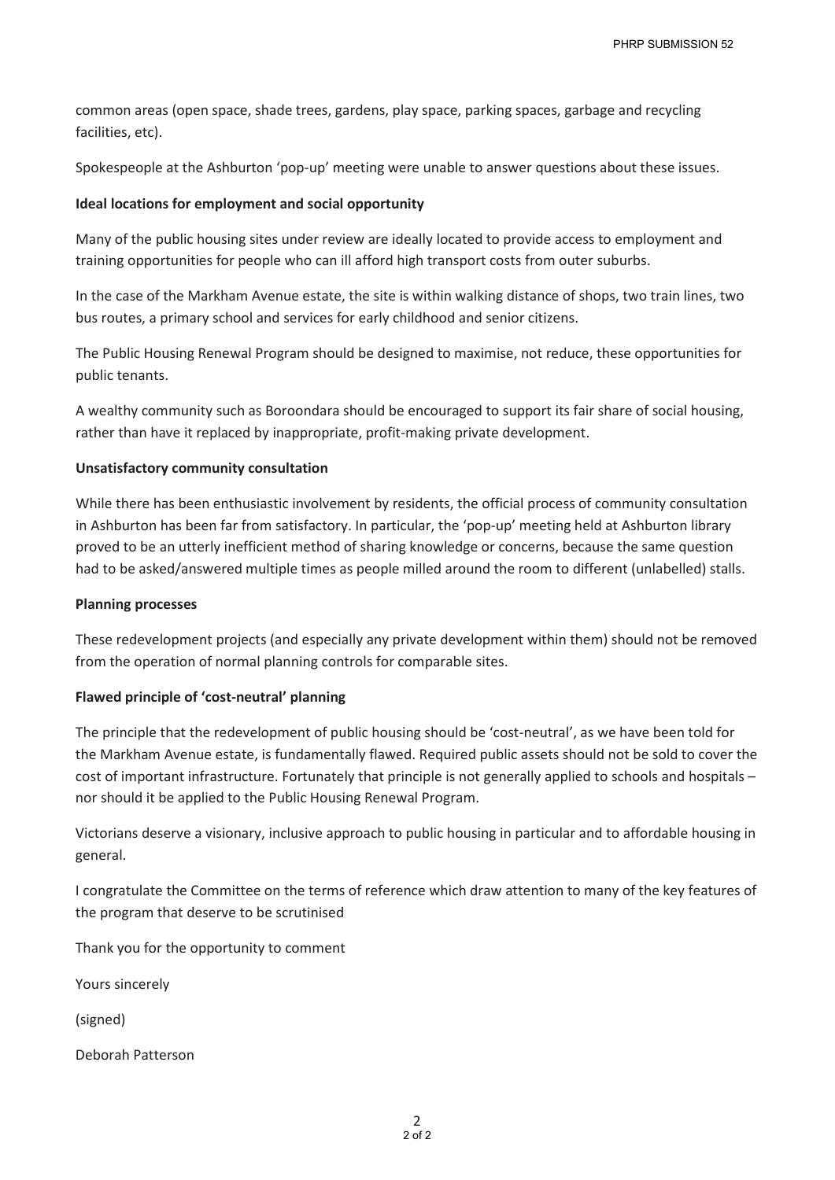common areas (open space, shade trees, gardens, play space, parking spaces, garbage and recycling facilities, etc).

Spokespeople at the Ashburton 'pop-up' meeting were unable to answer questions about these issues.

**Ideal locations for employment and social opportunity**

Many of the public housing sites under review are ideally located to provide access to employment and training opportunities for people who can ill afford high transport costs from outer suburbs.

In the case of the Markham Avenue estate, the site is within walking distance of shops, two train lines, two bus routes, a primary school and services for early childhood and senior citizens.

The Public Housing Renewal Program should be designed to maximise, not reduce, these opportunities for public tenants.

A wealthy community such as Boroondara should be encouraged to support its fair share of social housing, rather than have it replaced by inappropriate, profit-making private development.

**Unsatisfactory community consultation**

While there has been enthusiastic involvement by residents, the official process of community consultation in Ashburton has been far from satisfactory. In particular, the 'pop-up' meeting held at Ashburton library proved to be an utterly inefficient method of sharing knowledge or concerns, because the same question had to be asked/answered multiple times as people milled around the room to different (unlabelled) stalls.

**Planning processes**

These redevelopment projects (and especially any private development within them) should not be removed from the operation of normal planning controls for comparable sites.

**Flawed principle of 'cost-neutral' planning**

The principle that the redevelopment of public housing should be 'cost-neutral', as we have been told for the Markham Avenue estate, is fundamentally flawed. Required public assets should not be sold to cover the cost of important infrastructure. Fortunately that principle is not generally applied to schools and hospitals – nor should it be applied to the Public Housing Renewal Program.

Victorians deserve a visionary, inclusive approach to public housing in particular and to affordable housing in general.

I congratulate the Committee on the terms of reference which draw attention to many of the key features of the program that deserve to be scrutinised

Thank you for the opportunity to comment

Yours sincerely

(signed)

Deborah Patterson